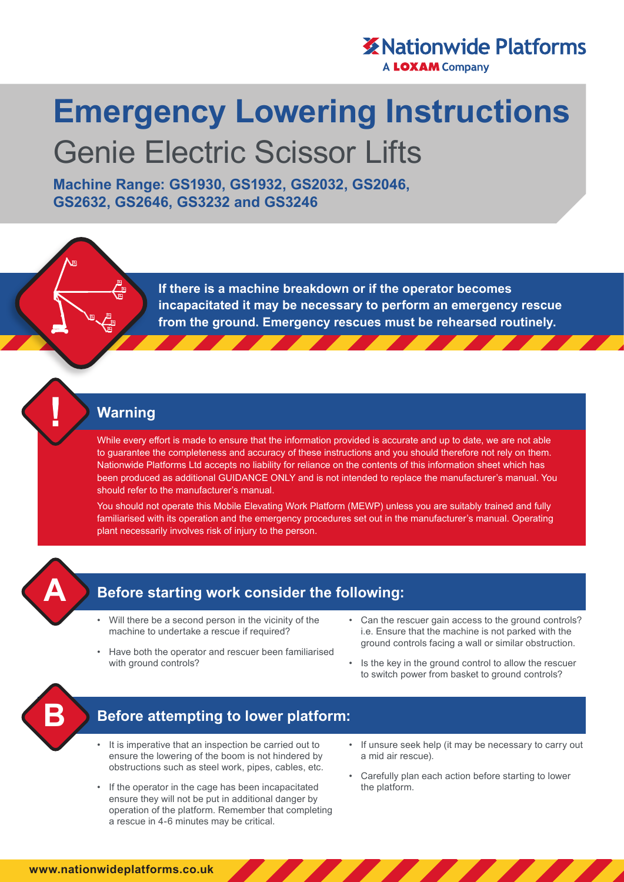Nationwide Platforms
A LOXAM Company

# Emergency Lowering Instructions

## Genie Electric Scissor Lifts

**Machine Range: GS1930, GS1932, GS2032, GS2046, GS2632, GS2646, GS3232 and GS3246**

**If there is a machine breakdown or if the operator becomes incapacitated it may be necessary to perform an emergency rescue from the ground. Emergency rescues must be rehearsed routinely.**

## Warning

While every effort is made to ensure that the information provided is accurate and up to date, we are not able to guarantee the completeness and accuracy of these instructions and you should therefore not rely on them. Nationwide Platforms Ltd accepts no liability for reliance on the contents of this information sheet which has been produced as additional GUIDANCE ONLY and is not intended to replace the manufacturer's manual. You should refer to the manufacturer's manual.

You should not operate this Mobile Elevating Work Platform (MEWP) unless you are suitably trained and fully familiarised with its operation and the emergency procedures set out in the manufacturer's manual. Operating plant necessarily involves risk of injury to the person.

## A Before starting work consider the following:

- Will there be a second person in the vicinity of the machine to undertake a rescue if required?
- Have both the operator and rescuer been familiarised with ground controls?
- Can the rescuer gain access to the ground controls? i.e. Ensure that the machine is not parked with the ground controls facing a wall or similar obstruction.
- Is the key in the ground control to allow the rescuer to switch power from basket to ground controls?

## B Before attempting to lower platform:

- It is imperative that an inspection be carried out to ensure the lowering of the boom is not hindered by obstructions such as steel work, pipes, cables, etc.
- If the operator in the cage has been incapacitated ensure they will not be put in additional danger by operation of the platform. Remember that completing a rescue in 4-6 minutes may be critical.
- If unsure seek help (it may be necessary to carry out a mid air rescue).
- Carefully plan each action before starting to lower the platform.

www.nationwideplatforms.co.uk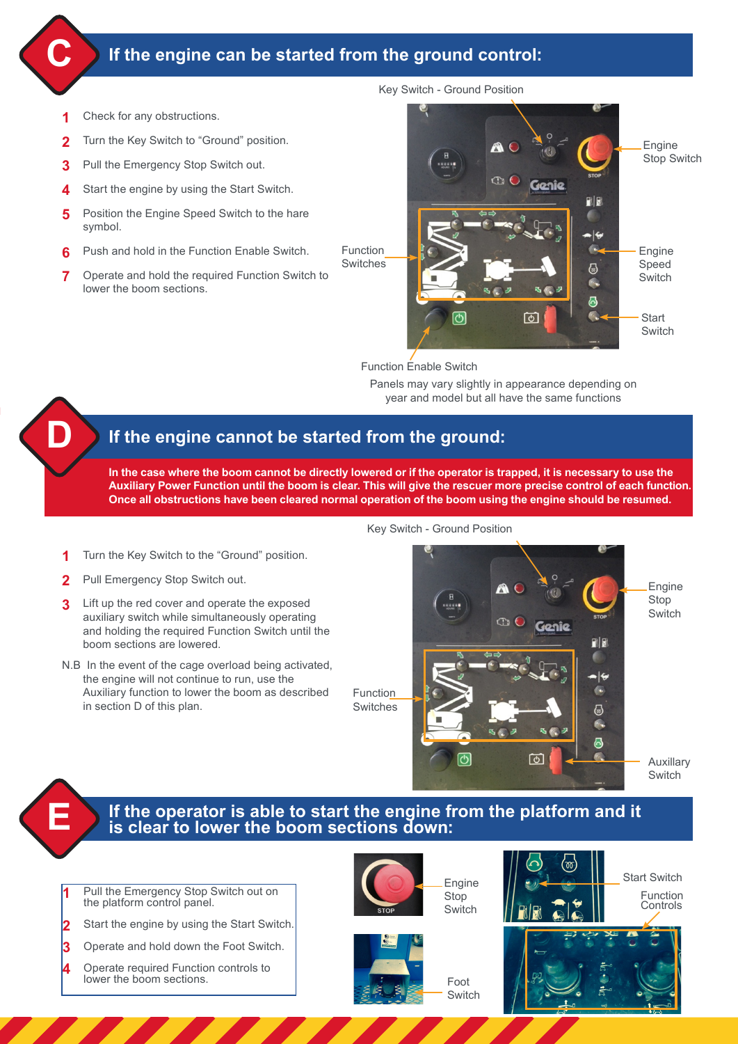## C If the engine can be started from the ground control:

1. Check for any obstructions.
2. Turn the Key Switch to “Ground” position.
3. Pull the Emergency Stop Switch out.
4. Start the engine by using the Start Switch.
5. Position the Engine Speed Switch to the hare symbol.
6. Push and hold in the Function Enable Switch.
7. Operate and hold the required Function Switch to lower the boom sections.

Key Switch - Ground Position

Engine Stop Switch

Function Switches

Engine Speed Switch

Start Switch

Function Enable Switch

Panels may vary slightly in appearance depending on year and model but all have the same functions

## D If the engine cannot be started from the ground:

**In the case where the boom cannot be directly lowered or if the operator is trapped, it is necessary to use the Auxiliary Power Function until the boom is clear. This will give the rescuer more precise control of each function. Once all obstructions have been cleared normal operation of the boom using the engine should be resumed.**

1. Turn the Key Switch to the “Ground” position.
2. Pull Emergency Stop Switch out.
3. Lift up the red cover and operate the exposed auxiliary switch while simultaneously operating and holding the required Function Switch until the boom sections are lowered.

N.B In the event of the cage overload being activated, the engine will not continue to run, use the Auxiliary function to lower the boom as described in section D of this plan.

Key Switch - Ground Position

Engine Stop Switch

Function Switches

Auxillary Switch

## E If the operator is able to start the engine from the platform and it is clear to lower the boom sections down:

1. Pull the Emergency Stop Switch out on the platform control panel.
2. Start the engine by using the Start Switch.
3. Operate and hold down the Foot Switch.
4. Operate required Function controls to lower the boom sections.

Engine Stop Switch

Foot Switch

Start Switch

Function Controls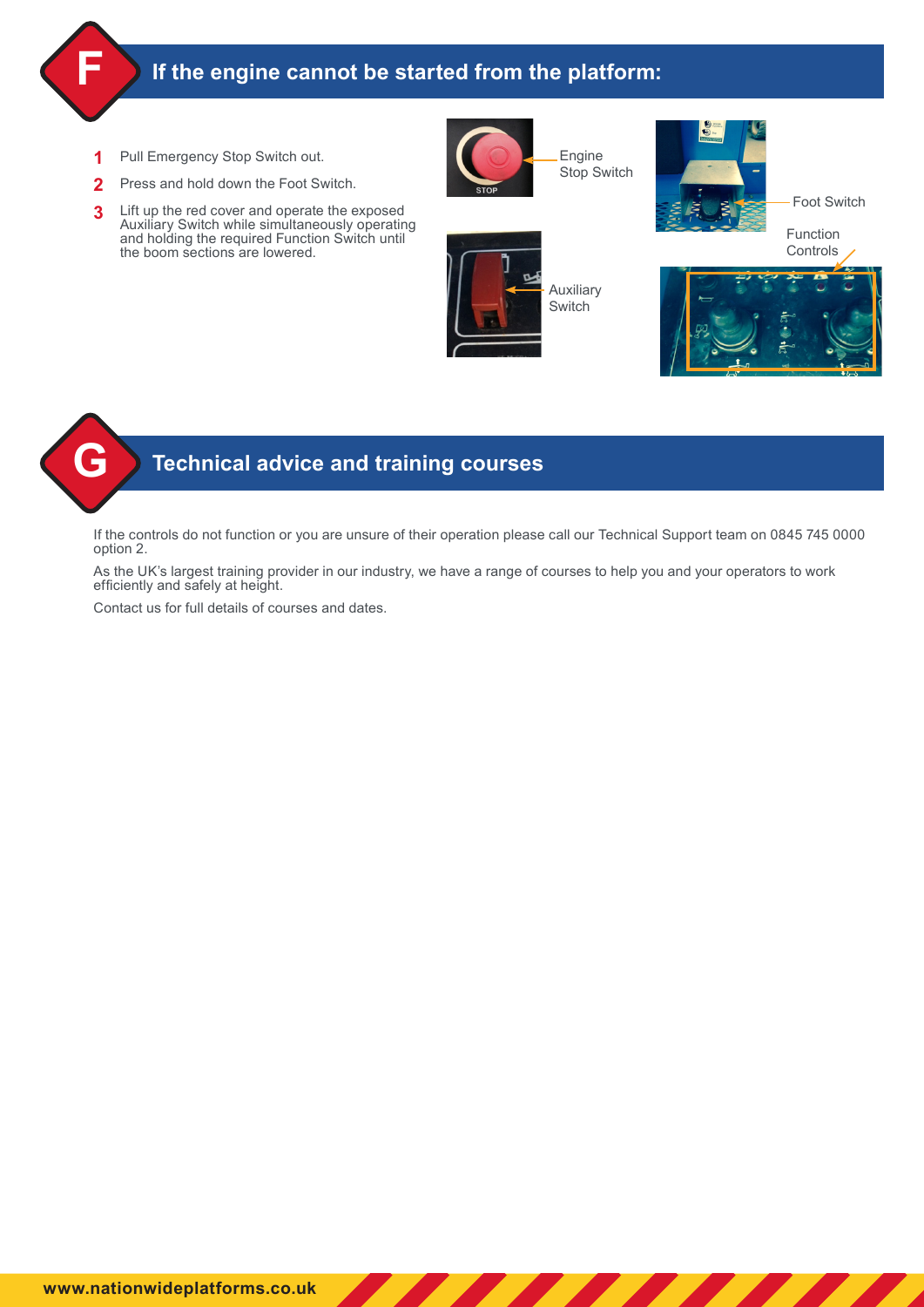## F If the engine cannot be started from the platform:

1. Pull Emergency Stop Switch out.
2. Press and hold down the Foot Switch.
3. Lift up the red cover and operate the exposed Auxiliary Switch while simultaneously operating and holding the required Function Switch until the boom sections are lowered.

Engine Stop Switch

Foot Switch

Auxiliary Switch

Function Controls

## G Technical advice and training courses

If the controls do not function or you are unsure of their operation please call our Technical Support team on 0845 745 0000 option 2.

As the UK's largest training provider in our industry, we have a range of courses to help you and your operators to work efficiently and safely at height.

Contact us for full details of courses and dates.

www.nationwideplatforms.co.uk